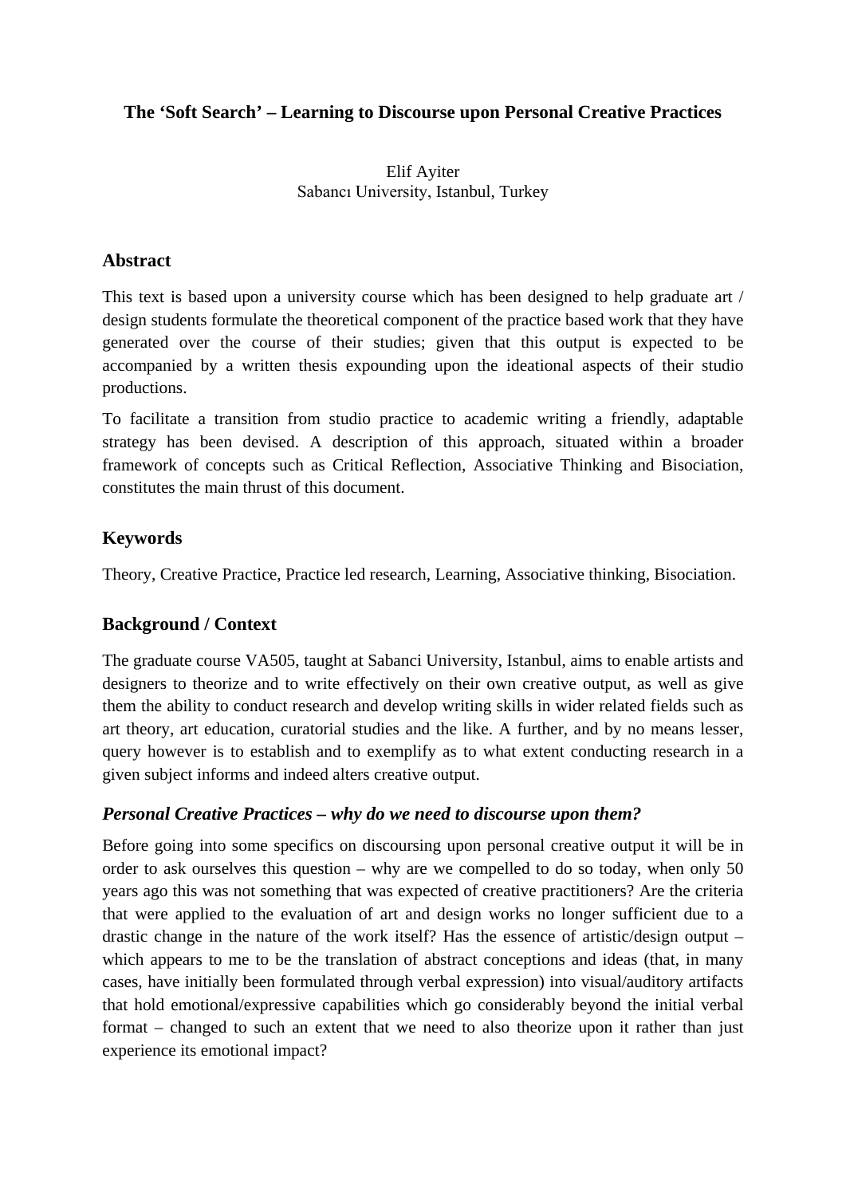# The 'Soft Search' – Learning to Discourse upon Personal Creative Practices

Elif Ayiter
Sabancı University, Istanbul, Turkey

## Abstract

This text is based upon a university course which has been designed to help graduate art / design students formulate the theoretical component of the practice based work that they have generated over the course of their studies; given that this output is expected to be accompanied by a written thesis expounding upon the ideational aspects of their studio productions.

To facilitate a transition from studio practice to academic writing a friendly, adaptable strategy has been devised. A description of this approach, situated within a broader framework of concepts such as Critical Reflection, Associative Thinking and Bisociation, constitutes the main thrust of this document.

## Keywords

Theory, Creative Practice, Practice led research, Learning, Associative thinking, Bisociation.

## Background / Context

The graduate course VA505, taught at Sabanci University, Istanbul, aims to enable artists and designers to theorize and to write effectively on their own creative output, as well as give them the ability to conduct research and develop writing skills in wider related fields such as art theory, art education, curatorial studies and the like. A further, and by no means lesser, query however is to establish and to exemplify as to what extent conducting research in a given subject informs and indeed alters creative output.

### *Personal Creative Practices – why do we need to discourse upon them?*

Before going into some specifics on discoursing upon personal creative output it will be in order to ask ourselves this question – why are we compelled to do so today, when only 50 years ago this was not something that was expected of creative practitioners? Are the criteria that were applied to the evaluation of art and design works no longer sufficient due to a drastic change in the nature of the work itself? Has the essence of artistic/design output – which appears to me to be the translation of abstract conceptions and ideas (that, in many cases, have initially been formulated through verbal expression) into visual/auditory artifacts that hold emotional/expressive capabilities which go considerably beyond the initial verbal format – changed to such an extent that we need to also theorize upon it rather than just experience its emotional impact?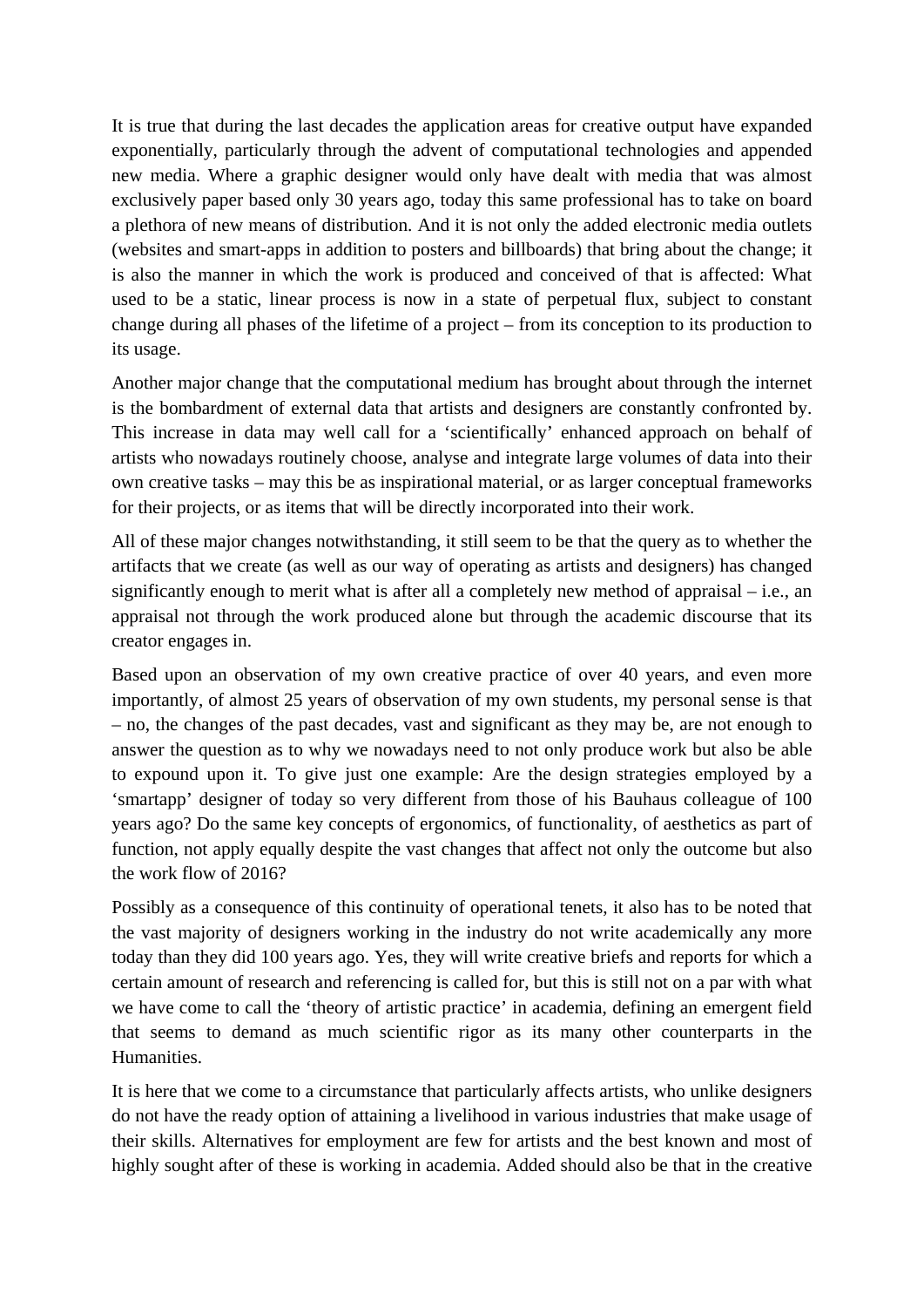It is true that during the last decades the application areas for creative output have expanded exponentially, particularly through the advent of computational technologies and appended new media. Where a graphic designer would only have dealt with media that was almost exclusively paper based only 30 years ago, today this same professional has to take on board a plethora of new means of distribution. And it is not only the added electronic media outlets (websites and smart-apps in addition to posters and billboards) that bring about the change; it is also the manner in which the work is produced and conceived of that is affected: What used to be a static, linear process is now in a state of perpetual flux, subject to constant change during all phases of the lifetime of a project – from its conception to its production to its usage.

Another major change that the computational medium has brought about through the internet is the bombardment of external data that artists and designers are constantly confronted by. This increase in data may well call for a 'scientifically' enhanced approach on behalf of artists who nowadays routinely choose, analyse and integrate large volumes of data into their own creative tasks – may this be as inspirational material, or as larger conceptual frameworks for their projects, or as items that will be directly incorporated into their work.

All of these major changes notwithstanding, it still seem to be that the query as to whether the artifacts that we create (as well as our way of operating as artists and designers) has changed significantly enough to merit what is after all a completely new method of appraisal – i.e., an appraisal not through the work produced alone but through the academic discourse that its creator engages in.

Based upon an observation of my own creative practice of over 40 years, and even more importantly, of almost 25 years of observation of my own students, my personal sense is that – no, the changes of the past decades, vast and significant as they may be, are not enough to answer the question as to why we nowadays need to not only produce work but also be able to expound upon it. To give just one example: Are the design strategies employed by a 'smartapp' designer of today so very different from those of his Bauhaus colleague of 100 years ago? Do the same key concepts of ergonomics, of functionality, of aesthetics as part of function, not apply equally despite the vast changes that affect not only the outcome but also the work flow of 2016?

Possibly as a consequence of this continuity of operational tenets, it also has to be noted that the vast majority of designers working in the industry do not write academically any more today than they did 100 years ago. Yes, they will write creative briefs and reports for which a certain amount of research and referencing is called for, but this is still not on a par with what we have come to call the 'theory of artistic practice' in academia, defining an emergent field that seems to demand as much scientific rigor as its many other counterparts in the Humanities.

It is here that we come to a circumstance that particularly affects artists, who unlike designers do not have the ready option of attaining a livelihood in various industries that make usage of their skills. Alternatives for employment are few for artists and the best known and most of highly sought after of these is working in academia. Added should also be that in the creative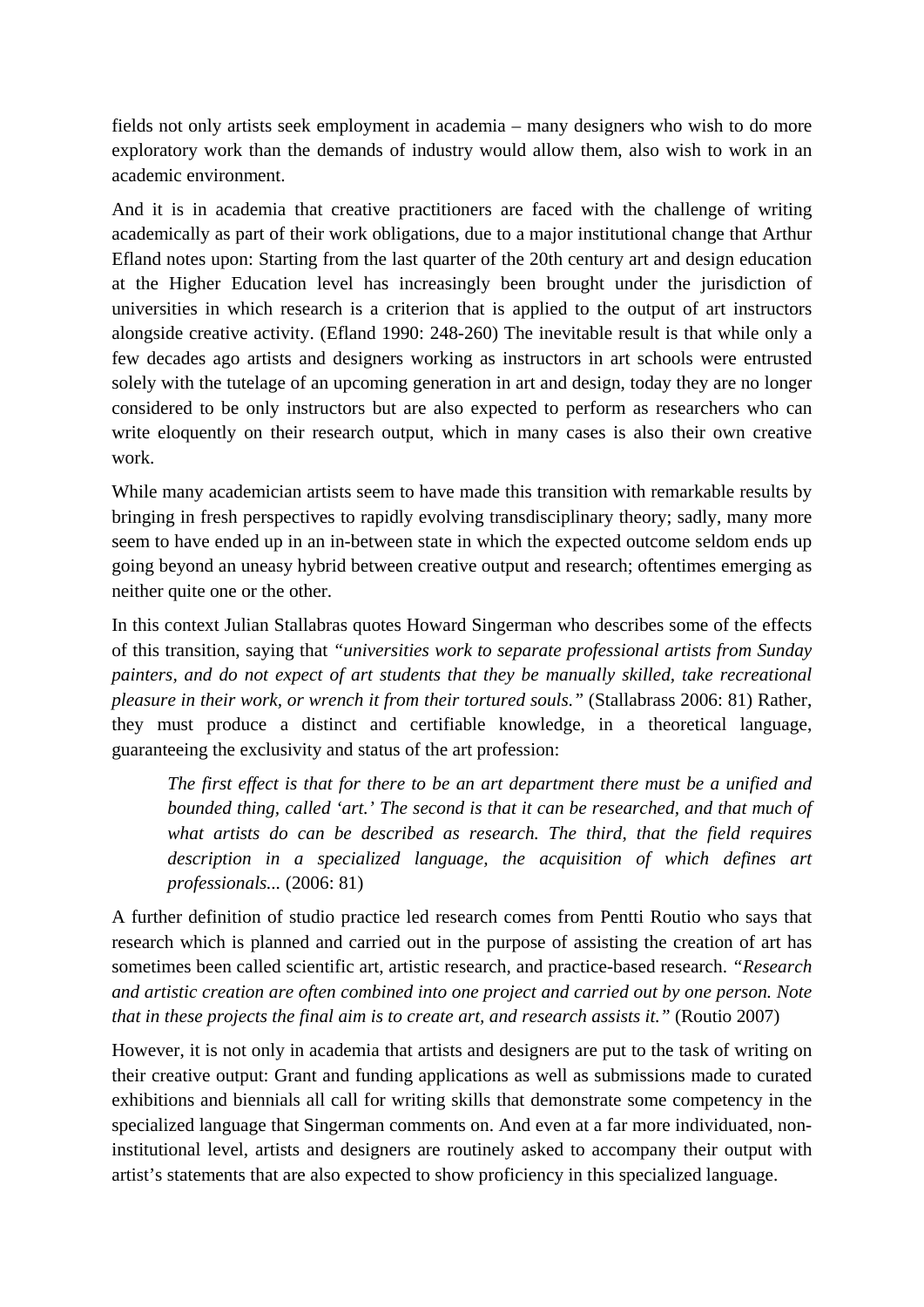fields not only artists seek employment in academia – many designers who wish to do more exploratory work than the demands of industry would allow them, also wish to work in an academic environment.

And it is in academia that creative practitioners are faced with the challenge of writing academically as part of their work obligations, due to a major institutional change that Arthur Efland notes upon: Starting from the last quarter of the 20th century art and design education at the Higher Education level has increasingly been brought under the jurisdiction of universities in which research is a criterion that is applied to the output of art instructors alongside creative activity. (Efland 1990: 248-260) The inevitable result is that while only a few decades ago artists and designers working as instructors in art schools were entrusted solely with the tutelage of an upcoming generation in art and design, today they are no longer considered to be only instructors but are also expected to perform as researchers who can write eloquently on their research output, which in many cases is also their own creative work.

While many academician artists seem to have made this transition with remarkable results by bringing in fresh perspectives to rapidly evolving transdisciplinary theory; sadly, many more seem to have ended up in an in-between state in which the expected outcome seldom ends up going beyond an uneasy hybrid between creative output and research; oftentimes emerging as neither quite one or the other.

In this context Julian Stallabras quotes Howard Singerman who describes some of the effects of this transition, saying that *"universities work to separate professional artists from Sunday painters, and do not expect of art students that they be manually skilled, take recreational pleasure in their work, or wrench it from their tortured souls."* (Stallabrass 2006: 81) Rather, they must produce a distinct and certifiable knowledge, in a theoretical language, guaranteeing the exclusivity and status of the art profession:

> *The first effect is that for there to be an art department there must be a unified and bounded thing, called 'art.' The second is that it can be researched, and that much of what artists do can be described as research. The third, that the field requires description in a specialized language, the acquisition of which defines art professionals...* (2006: 81)

A further definition of studio practice led research comes from Pentti Routio who says that research which is planned and carried out in the purpose of assisting the creation of art has sometimes been called scientific art, artistic research, and practice-based research. *"Research and artistic creation are often combined into one project and carried out by one person. Note that in these projects the final aim is to create art, and research assists it."* (Routio 2007)

However, it is not only in academia that artists and designers are put to the task of writing on their creative output: Grant and funding applications as well as submissions made to curated exhibitions and biennials all call for writing skills that demonstrate some competency in the specialized language that Singerman comments on. And even at a far more individuated, non-institutional level, artists and designers are routinely asked to accompany their output with artist's statements that are also expected to show proficiency in this specialized language.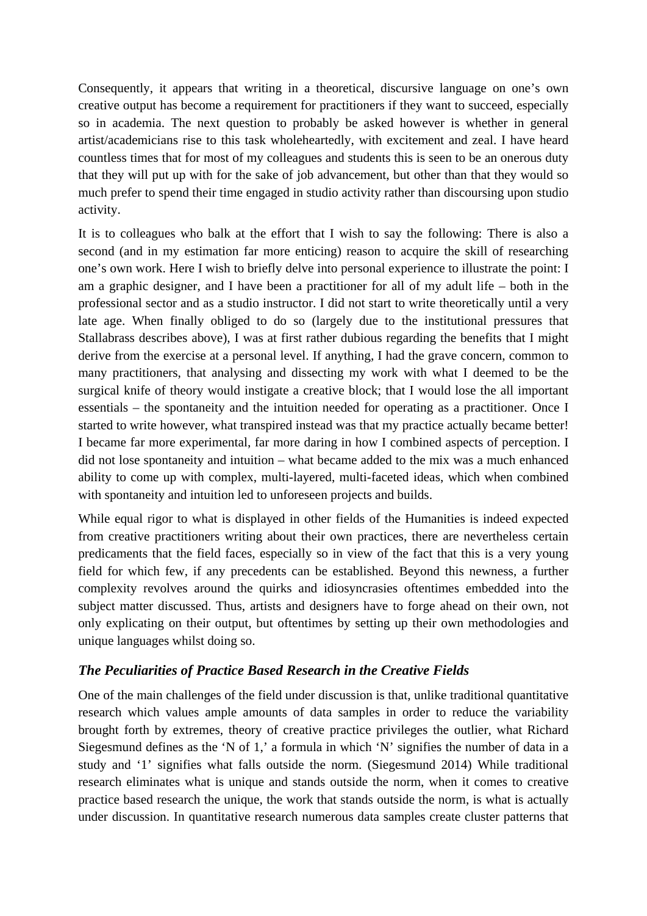Consequently, it appears that writing in a theoretical, discursive language on one's own creative output has become a requirement for practitioners if they want to succeed, especially so in academia. The next question to probably be asked however is whether in general artist/academicians rise to this task wholeheartedly, with excitement and zeal. I have heard countless times that for most of my colleagues and students this is seen to be an onerous duty that they will put up with for the sake of job advancement, but other than that they would so much prefer to spend their time engaged in studio activity rather than discoursing upon studio activity.

It is to colleagues who balk at the effort that I wish to say the following: There is also a second (and in my estimation far more enticing) reason to acquire the skill of researching one's own work. Here I wish to briefly delve into personal experience to illustrate the point: I am a graphic designer, and I have been a practitioner for all of my adult life – both in the professional sector and as a studio instructor. I did not start to write theoretically until a very late age. When finally obliged to do so (largely due to the institutional pressures that Stallabrass describes above), I was at first rather dubious regarding the benefits that I might derive from the exercise at a personal level. If anything, I had the grave concern, common to many practitioners, that analysing and dissecting my work with what I deemed to be the surgical knife of theory would instigate a creative block; that I would lose the all important essentials – the spontaneity and the intuition needed for operating as a practitioner. Once I started to write however, what transpired instead was that my practice actually became better! I became far more experimental, far more daring in how I combined aspects of perception. I did not lose spontaneity and intuition – what became added to the mix was a much enhanced ability to come up with complex, multi-layered, multi-faceted ideas, which when combined with spontaneity and intuition led to unforeseen projects and builds.

While equal rigor to what is displayed in other fields of the Humanities is indeed expected from creative practitioners writing about their own practices, there are nevertheless certain predicaments that the field faces, especially so in view of the fact that this is a very young field for which few, if any precedents can be established. Beyond this newness, a further complexity revolves around the quirks and idiosyncrasies oftentimes embedded into the subject matter discussed. Thus, artists and designers have to forge ahead on their own, not only explicating on their output, but oftentimes by setting up their own methodologies and unique languages whilst doing so.

### *The Peculiarities of Practice Based Research in the Creative Fields*

One of the main challenges of the field under discussion is that, unlike traditional quantitative research which values ample amounts of data samples in order to reduce the variability brought forth by extremes, theory of creative practice privileges the outlier, what Richard Siegesmund defines as the 'N of 1,' a formula in which 'N' signifies the number of data in a study and '1' signifies what falls outside the norm. (Siegesmund 2014) While traditional research eliminates what is unique and stands outside the norm, when it comes to creative practice based research the unique, the work that stands outside the norm, is what is actually under discussion. In quantitative research numerous data samples create cluster patterns that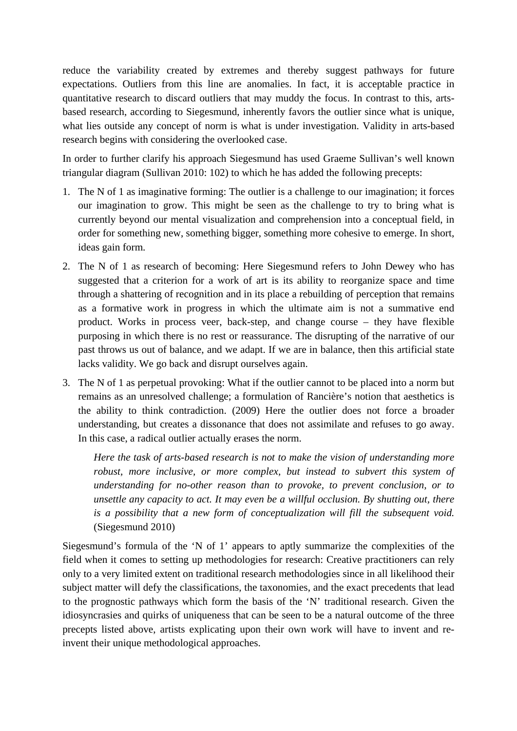reduce the variability created by extremes and thereby suggest pathways for future expectations. Outliers from this line are anomalies. In fact, it is acceptable practice in quantitative research to discard outliers that may muddy the focus. In contrast to this, arts-based research, according to Siegesmund, inherently favors the outlier since what is unique, what lies outside any concept of norm is what is under investigation. Validity in arts-based research begins with considering the overlooked case.

In order to further clarify his approach Siegesmund has used Graeme Sullivan's well known triangular diagram (Sullivan 2010: 102) to which he has added the following precepts:

1. The N of 1 as imaginative forming: The outlier is a challenge to our imagination; it forces our imagination to grow. This might be seen as the challenge to try to bring what is currently beyond our mental visualization and comprehension into a conceptual field, in order for something new, something bigger, something more cohesive to emerge. In short, ideas gain form.
2. The N of 1 as research of becoming: Here Siegesmund refers to John Dewey who has suggested that a criterion for a work of art is its ability to reorganize space and time through a shattering of recognition and in its place a rebuilding of perception that remains as a formative work in progress in which the ultimate aim is not a summative end product. Works in process veer, back-step, and change course – they have flexible purposing in which there is no rest or reassurance. The disrupting of the narrative of our past throws us out of balance, and we adapt. If we are in balance, then this artificial state lacks validity. We go back and disrupt ourselves again.
3. The N of 1 as perpetual provoking: What if the outlier cannot to be placed into a norm but remains as an unresolved challenge; a formulation of Rancière's notion that aesthetics is the ability to think contradiction. (2009) Here the outlier does not force a broader understanding, but creates a dissonance that does not assimilate and refuses to go away. In this case, a radical outlier actually erases the norm.

   > *Here the task of arts-based research is not to make the vision of understanding more robust, more inclusive, or more complex, but instead to subvert this system of understanding for no-other reason than to provoke, to prevent conclusion, or to unsettle any capacity to act. It may even be a willful occlusion. By shutting out, there is a possibility that a new form of conceptualization will fill the subsequent void.* (Siegesmund 2010)

Siegesmund's formula of the 'N of 1' appears to aptly summarize the complexities of the field when it comes to setting up methodologies for research: Creative practitioners can rely only to a very limited extent on traditional research methodologies since in all likelihood their subject matter will defy the classifications, the taxonomies, and the exact precedents that lead to the prognostic pathways which form the basis of the 'N' traditional research. Given the idiosyncrasies and quirks of uniqueness that can be seen to be a natural outcome of the three precepts listed above, artists explicating upon their own work will have to invent and re-invent their unique methodological approaches.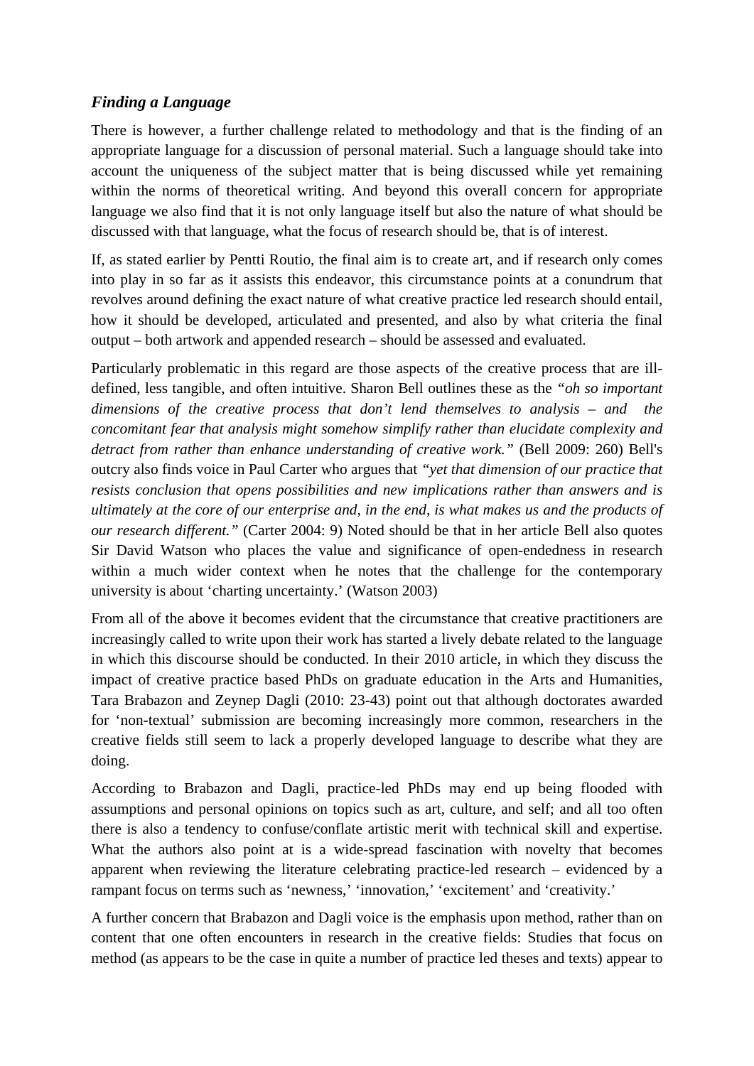### *Finding a Language*

There is however, a further challenge related to methodology and that is the finding of an appropriate language for a discussion of personal material. Such a language should take into account the uniqueness of the subject matter that is being discussed while yet remaining within the norms of theoretical writing. And beyond this overall concern for appropriate language we also find that it is not only language itself but also the nature of what should be discussed with that language, what the focus of research should be, that is of interest.

If, as stated earlier by Pentti Routio, the final aim is to create art, and if research only comes into play in so far as it assists this endeavor, this circumstance points at a conundrum that revolves around defining the exact nature of what creative practice led research should entail, how it should be developed, articulated and presented, and also by what criteria the final output – both artwork and appended research – should be assessed and evaluated.

Particularly problematic in this regard are those aspects of the creative process that are ill-defined, less tangible, and often intuitive. Sharon Bell outlines these as the *"oh so important dimensions of the creative process that don't lend themselves to analysis – and the concomitant fear that analysis might somehow simplify rather than elucidate complexity and detract from rather than enhance understanding of creative work."* (Bell 2009: 260) Bell's outcry also finds voice in Paul Carter who argues that *"yet that dimension of our practice that resists conclusion that opens possibilities and new implications rather than answers and is ultimately at the core of our enterprise and, in the end, is what makes us and the products of our research different."* (Carter 2004: 9) Noted should be that in her article Bell also quotes Sir David Watson who places the value and significance of open-endedness in research within a much wider context when he notes that the challenge for the contemporary university is about 'charting uncertainty.' (Watson 2003)

From all of the above it becomes evident that the circumstance that creative practitioners are increasingly called to write upon their work has started a lively debate related to the language in which this discourse should be conducted. In their 2010 article, in which they discuss the impact of creative practice based PhDs on graduate education in the Arts and Humanities, Tara Brabazon and Zeynep Dagli (2010: 23-43) point out that although doctorates awarded for 'non-textual' submission are becoming increasingly more common, researchers in the creative fields still seem to lack a properly developed language to describe what they are doing.

According to Brabazon and Dagli, practice-led PhDs may end up being flooded with assumptions and personal opinions on topics such as art, culture, and self; and all too often there is also a tendency to confuse/conflate artistic merit with technical skill and expertise. What the authors also point at is a wide-spread fascination with novelty that becomes apparent when reviewing the literature celebrating practice-led research – evidenced by a rampant focus on terms such as 'newness,' 'innovation,' 'excitement' and 'creativity.'

A further concern that Brabazon and Dagli voice is the emphasis upon method, rather than on content that one often encounters in research in the creative fields: Studies that focus on method (as appears to be the case in quite a number of practice led theses and texts) appear to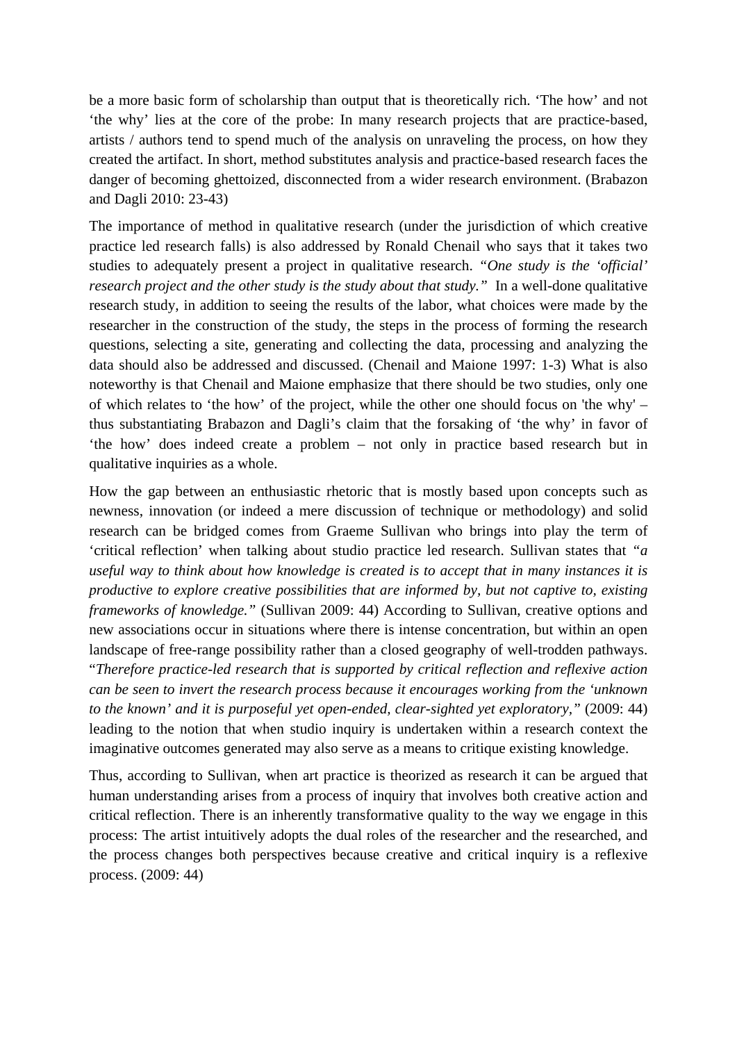be a more basic form of scholarship than output that is theoretically rich. 'The how' and not 'the why' lies at the core of the probe: In many research projects that are practice-based, artists / authors tend to spend much of the analysis on unraveling the process, on how they created the artifact. In short, method substitutes analysis and practice-based research faces the danger of becoming ghettoized, disconnected from a wider research environment. (Brabazon and Dagli 2010: 23-43)

The importance of method in qualitative research (under the jurisdiction of which creative practice led research falls) is also addressed by Ronald Chenail who says that it takes two studies to adequately present a project in qualitative research. *"One study is the 'official' research project and the other study is the study about that study."* In a well-done qualitative research study, in addition to seeing the results of the labor, what choices were made by the researcher in the construction of the study, the steps in the process of forming the research questions, selecting a site, generating and collecting the data, processing and analyzing the data should also be addressed and discussed. (Chenail and Maione 1997: 1-3) What is also noteworthy is that Chenail and Maione emphasize that there should be two studies, only one of which relates to 'the how' of the project, while the other one should focus on 'the why' – thus substantiating Brabazon and Dagli's claim that the forsaking of 'the why' in favor of 'the how' does indeed create a problem – not only in practice based research but in qualitative inquiries as a whole.

How the gap between an enthusiastic rhetoric that is mostly based upon concepts such as newness, innovation (or indeed a mere discussion of technique or methodology) and solid research can be bridged comes from Graeme Sullivan who brings into play the term of 'critical reflection' when talking about studio practice led research. Sullivan states that *"a useful way to think about how knowledge is created is to accept that in many instances it is productive to explore creative possibilities that are informed by, but not captive to, existing frameworks of knowledge."* (Sullivan 2009: 44) According to Sullivan, creative options and new associations occur in situations where there is intense concentration, but within an open landscape of free-range possibility rather than a closed geography of well-trodden pathways. "*Therefore practice-led research that is supported by critical reflection and reflexive action can be seen to invert the research process because it encourages working from the 'unknown to the known' and it is purposeful yet open-ended, clear-sighted yet exploratory,"* (2009: 44) leading to the notion that when studio inquiry is undertaken within a research context the imaginative outcomes generated may also serve as a means to critique existing knowledge.

Thus, according to Sullivan, when art practice is theorized as research it can be argued that human understanding arises from a process of inquiry that involves both creative action and critical reflection. There is an inherently transformative quality to the way we engage in this process: The artist intuitively adopts the dual roles of the researcher and the researched, and the process changes both perspectives because creative and critical inquiry is a reflexive process. (2009: 44)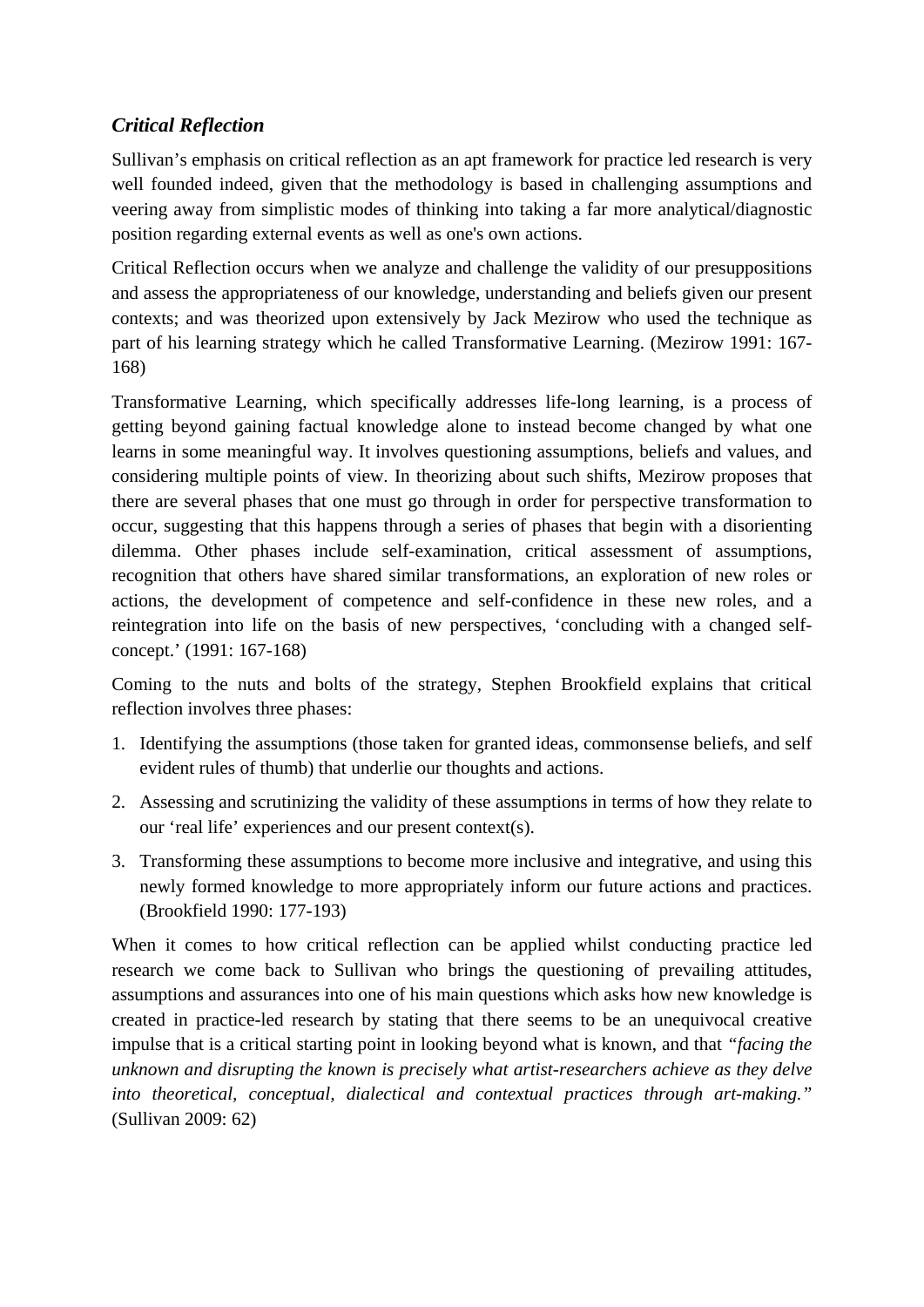### *Critical Reflection*

Sullivan’s emphasis on critical reflection as an apt framework for practice led research is very well founded indeed, given that the methodology is based in challenging assumptions and veering away from simplistic modes of thinking into taking a far more analytical/diagnostic position regarding external events as well as one's own actions.

Critical Reflection occurs when we analyze and challenge the validity of our presuppositions and assess the appropriateness of our knowledge, understanding and beliefs given our present contexts; and was theorized upon extensively by Jack Mezirow who used the technique as part of his learning strategy which he called Transformative Learning. (Mezirow 1991: 167-168)

Transformative Learning, which specifically addresses life-long learning, is a process of getting beyond gaining factual knowledge alone to instead become changed by what one learns in some meaningful way. It involves questioning assumptions, beliefs and values, and considering multiple points of view. In theorizing about such shifts, Mezirow proposes that there are several phases that one must go through in order for perspective transformation to occur, suggesting that this happens through a series of phases that begin with a disorienting dilemma. Other phases include self-examination, critical assessment of assumptions, recognition that others have shared similar transformations, an exploration of new roles or actions, the development of competence and self-confidence in these new roles, and a reintegration into life on the basis of new perspectives, ‘concluding with a changed self-concept.’ (1991: 167-168)

Coming to the nuts and bolts of the strategy, Stephen Brookfield explains that critical reflection involves three phases:

1. Identifying the assumptions (those taken for granted ideas, commonsense beliefs, and self evident rules of thumb) that underlie our thoughts and actions.
2. Assessing and scrutinizing the validity of these assumptions in terms of how they relate to our ‘real life’ experiences and our present context(s).
3. Transforming these assumptions to become more inclusive and integrative, and using this newly formed knowledge to more appropriately inform our future actions and practices. (Brookfield 1990: 177-193)

When it comes to how critical reflection can be applied whilst conducting practice led research we come back to Sullivan who brings the questioning of prevailing attitudes, assumptions and assurances into one of his main questions which asks how new knowledge is created in practice-led research by stating that there seems to be an unequivocal creative impulse that is a critical starting point in looking beyond what is known, and that *“facing the unknown and disrupting the known is precisely what artist-researchers achieve as they delve into theoretical, conceptual, dialectical and contextual practices through art-making.”* (Sullivan 2009: 62)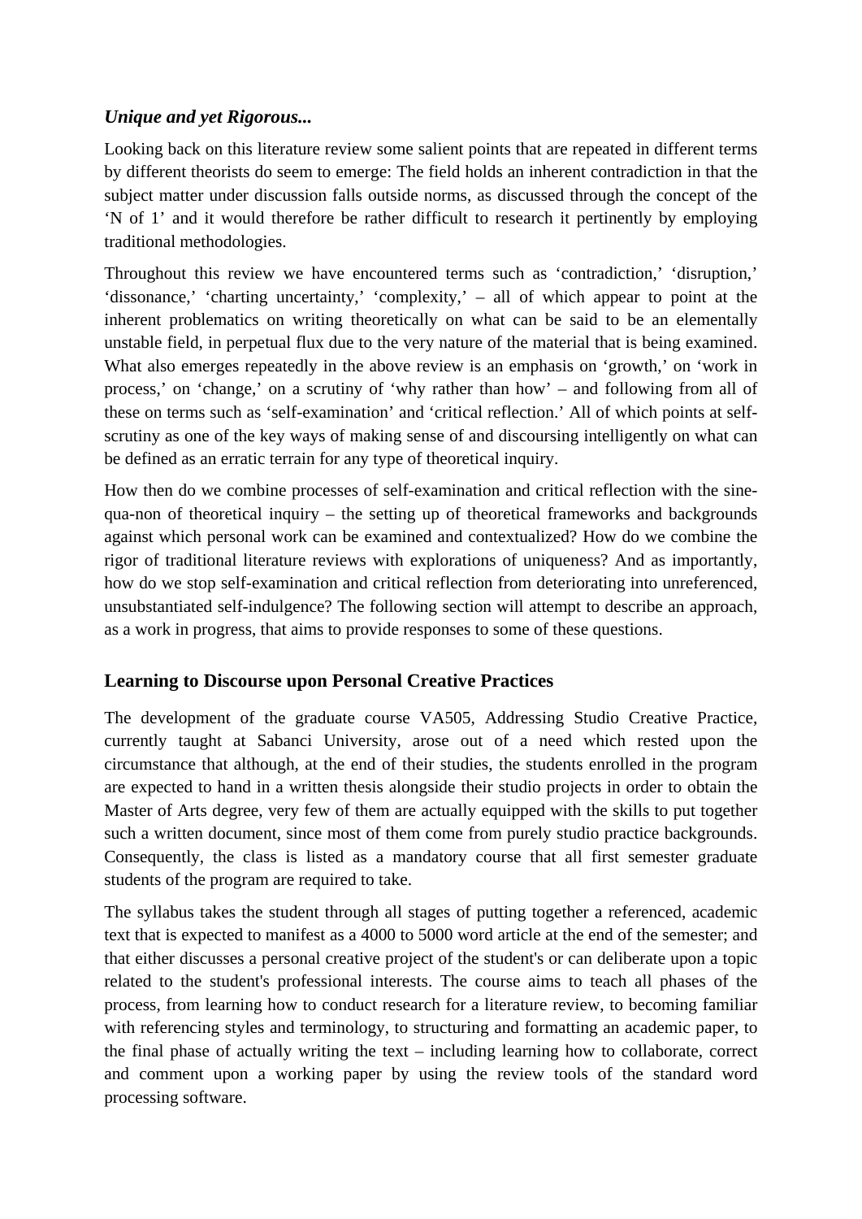### *Unique and yet Rigorous...*

Looking back on this literature review some salient points that are repeated in different terms by different theorists do seem to emerge: The field holds an inherent contradiction in that the subject matter under discussion falls outside norms, as discussed through the concept of the 'N of 1' and it would therefore be rather difficult to research it pertinently by employing traditional methodologies.

Throughout this review we have encountered terms such as 'contradiction,' 'disruption,' 'dissonance,' 'charting uncertainty,' 'complexity,' – all of which appear to point at the inherent problematics on writing theoretically on what can be said to be an elementally unstable field, in perpetual flux due to the very nature of the material that is being examined. What also emerges repeatedly in the above review is an emphasis on 'growth,' on 'work in process,' on 'change,' on a scrutiny of 'why rather than how' – and following from all of these on terms such as 'self-examination' and 'critical reflection.' All of which points at self-scrutiny as one of the key ways of making sense of and discoursing intelligently on what can be defined as an erratic terrain for any type of theoretical inquiry.

How then do we combine processes of self-examination and critical reflection with the sine-qua-non of theoretical inquiry – the setting up of theoretical frameworks and backgrounds against which personal work can be examined and contextualized? How do we combine the rigor of traditional literature reviews with explorations of uniqueness? And as importantly, how do we stop self-examination and critical reflection from deteriorating into unreferenced, unsubstantiated self-indulgence? The following section will attempt to describe an approach, as a work in progress, that aims to provide responses to some of these questions.

## Learning to Discourse upon Personal Creative Practices

The development of the graduate course VA505, Addressing Studio Creative Practice, currently taught at Sabanci University, arose out of a need which rested upon the circumstance that although, at the end of their studies, the students enrolled in the program are expected to hand in a written thesis alongside their studio projects in order to obtain the Master of Arts degree, very few of them are actually equipped with the skills to put together such a written document, since most of them come from purely studio practice backgrounds. Consequently, the class is listed as a mandatory course that all first semester graduate students of the program are required to take.

The syllabus takes the student through all stages of putting together a referenced, academic text that is expected to manifest as a 4000 to 5000 word article at the end of the semester; and that either discusses a personal creative project of the student's or can deliberate upon a topic related to the student's professional interests. The course aims to teach all phases of the process, from learning how to conduct research for a literature review, to becoming familiar with referencing styles and terminology, to structuring and formatting an academic paper, to the final phase of actually writing the text – including learning how to collaborate, correct and comment upon a working paper by using the review tools of the standard word processing software.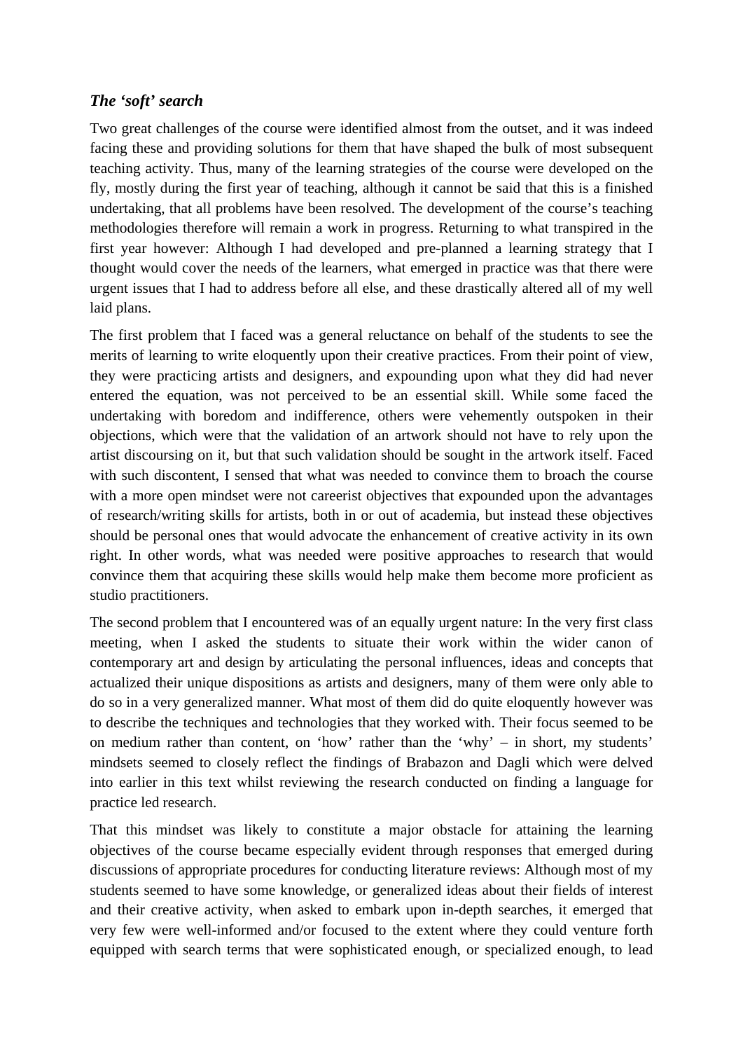### *The 'soft' search*

Two great challenges of the course were identified almost from the outset, and it was indeed facing these and providing solutions for them that have shaped the bulk of most subsequent teaching activity. Thus, many of the learning strategies of the course were developed on the fly, mostly during the first year of teaching, although it cannot be said that this is a finished undertaking, that all problems have been resolved. The development of the course's teaching methodologies therefore will remain a work in progress. Returning to what transpired in the first year however: Although I had developed and pre-planned a learning strategy that I thought would cover the needs of the learners, what emerged in practice was that there were urgent issues that I had to address before all else, and these drastically altered all of my well laid plans.

The first problem that I faced was a general reluctance on behalf of the students to see the merits of learning to write eloquently upon their creative practices. From their point of view, they were practicing artists and designers, and expounding upon what they did had never entered the equation, was not perceived to be an essential skill. While some faced the undertaking with boredom and indifference, others were vehemently outspoken in their objections, which were that the validation of an artwork should not have to rely upon the artist discoursing on it, but that such validation should be sought in the artwork itself. Faced with such discontent, I sensed that what was needed to convince them to broach the course with a more open mindset were not careerist objectives that expounded upon the advantages of research/writing skills for artists, both in or out of academia, but instead these objectives should be personal ones that would advocate the enhancement of creative activity in its own right. In other words, what was needed were positive approaches to research that would convince them that acquiring these skills would help make them become more proficient as studio practitioners.

The second problem that I encountered was of an equally urgent nature: In the very first class meeting, when I asked the students to situate their work within the wider canon of contemporary art and design by articulating the personal influences, ideas and concepts that actualized their unique dispositions as artists and designers, many of them were only able to do so in a very generalized manner. What most of them did do quite eloquently however was to describe the techniques and technologies that they worked with. Their focus seemed to be on medium rather than content, on 'how' rather than the 'why' – in short, my students' mindsets seemed to closely reflect the findings of Brabazon and Dagli which were delved into earlier in this text whilst reviewing the research conducted on finding a language for practice led research.

That this mindset was likely to constitute a major obstacle for attaining the learning objectives of the course became especially evident through responses that emerged during discussions of appropriate procedures for conducting literature reviews: Although most of my students seemed to have some knowledge, or generalized ideas about their fields of interest and their creative activity, when asked to embark upon in-depth searches, it emerged that very few were well-informed and/or focused to the extent where they could venture forth equipped with search terms that were sophisticated enough, or specialized enough, to lead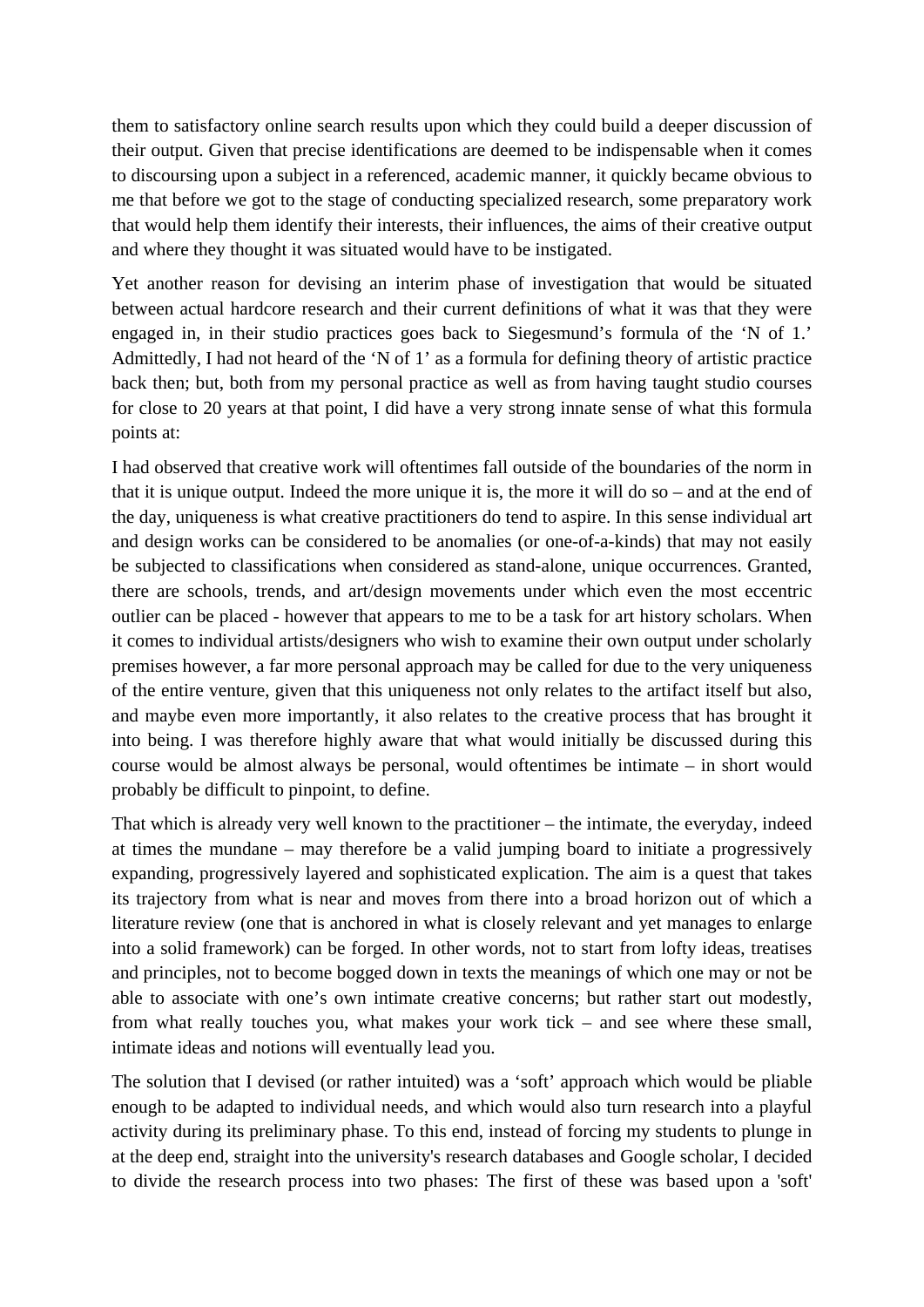them to satisfactory online search results upon which they could build a deeper discussion of their output. Given that precise identifications are deemed to be indispensable when it comes to discoursing upon a subject in a referenced, academic manner, it quickly became obvious to me that before we got to the stage of conducting specialized research, some preparatory work that would help them identify their interests, their influences, the aims of their creative output and where they thought it was situated would have to be instigated.

Yet another reason for devising an interim phase of investigation that would be situated between actual hardcore research and their current definitions of what it was that they were engaged in, in their studio practices goes back to Siegesmund's formula of the 'N of 1.' Admittedly, I had not heard of the 'N of 1' as a formula for defining theory of artistic practice back then; but, both from my personal practice as well as from having taught studio courses for close to 20 years at that point, I did have a very strong innate sense of what this formula points at:

I had observed that creative work will oftentimes fall outside of the boundaries of the norm in that it is unique output. Indeed the more unique it is, the more it will do so – and at the end of the day, uniqueness is what creative practitioners do tend to aspire. In this sense individual art and design works can be considered to be anomalies (or one-of-a-kinds) that may not easily be subjected to classifications when considered as stand-alone, unique occurrences. Granted, there are schools, trends, and art/design movements under which even the most eccentric outlier can be placed - however that appears to me to be a task for art history scholars. When it comes to individual artists/designers who wish to examine their own output under scholarly premises however, a far more personal approach may be called for due to the very uniqueness of the entire venture, given that this uniqueness not only relates to the artifact itself but also, and maybe even more importantly, it also relates to the creative process that has brought it into being. I was therefore highly aware that what would initially be discussed during this course would be almost always be personal, would oftentimes be intimate – in short would probably be difficult to pinpoint, to define.

That which is already very well known to the practitioner – the intimate, the everyday, indeed at times the mundane – may therefore be a valid jumping board to initiate a progressively expanding, progressively layered and sophisticated explication. The aim is a quest that takes its trajectory from what is near and moves from there into a broad horizon out of which a literature review (one that is anchored in what is closely relevant and yet manages to enlarge into a solid framework) can be forged. In other words, not to start from lofty ideas, treatises and principles, not to become bogged down in texts the meanings of which one may or not be able to associate with one's own intimate creative concerns; but rather start out modestly, from what really touches you, what makes your work tick – and see where these small, intimate ideas and notions will eventually lead you.

The solution that I devised (or rather intuited) was a 'soft' approach which would be pliable enough to be adapted to individual needs, and which would also turn research into a playful activity during its preliminary phase. To this end, instead of forcing my students to plunge in at the deep end, straight into the university's research databases and Google scholar, I decided to divide the research process into two phases: The first of these was based upon a 'soft'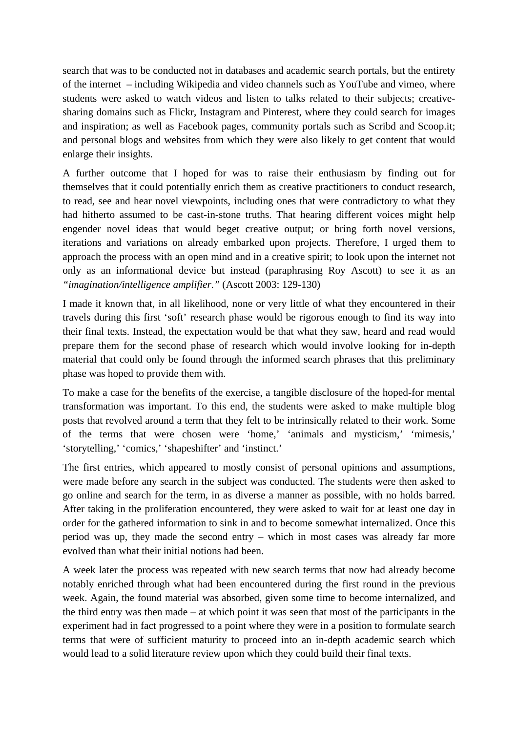search that was to be conducted not in databases and academic search portals, but the entirety of the internet – including Wikipedia and video channels such as YouTube and vimeo, where students were asked to watch videos and listen to talks related to their subjects; creative-sharing domains such as Flickr, Instagram and Pinterest, where they could search for images and inspiration; as well as Facebook pages, community portals such as Scribd and Scoop.it; and personal blogs and websites from which they were also likely to get content that would enlarge their insights.

A further outcome that I hoped for was to raise their enthusiasm by finding out for themselves that it could potentially enrich them as creative practitioners to conduct research, to read, see and hear novel viewpoints, including ones that were contradictory to what they had hitherto assumed to be cast-in-stone truths. That hearing different voices might help engender novel ideas that would beget creative output; or bring forth novel versions, iterations and variations on already embarked upon projects. Therefore, I urged them to approach the process with an open mind and in a creative spirit; to look upon the internet not only as an informational device but instead (paraphrasing Roy Ascott) to see it as an *"imagination/intelligence amplifier."* (Ascott 2003: 129-130)

I made it known that, in all likelihood, none or very little of what they encountered in their travels during this first 'soft' research phase would be rigorous enough to find its way into their final texts. Instead, the expectation would be that what they saw, heard and read would prepare them for the second phase of research which would involve looking for in-depth material that could only be found through the informed search phrases that this preliminary phase was hoped to provide them with.

To make a case for the benefits of the exercise, a tangible disclosure of the hoped-for mental transformation was important. To this end, the students were asked to make multiple blog posts that revolved around a term that they felt to be intrinsically related to their work. Some of the terms that were chosen were 'home,' 'animals and mysticism,' 'mimesis,' 'storytelling,' 'comics,' 'shapeshifter' and 'instinct.'

The first entries, which appeared to mostly consist of personal opinions and assumptions, were made before any search in the subject was conducted. The students were then asked to go online and search for the term, in as diverse a manner as possible, with no holds barred. After taking in the proliferation encountered, they were asked to wait for at least one day in order for the gathered information to sink in and to become somewhat internalized. Once this period was up, they made the second entry – which in most cases was already far more evolved than what their initial notions had been.

A week later the process was repeated with new search terms that now had already become notably enriched through what had been encountered during the first round in the previous week. Again, the found material was absorbed, given some time to become internalized, and the third entry was then made – at which point it was seen that most of the participants in the experiment had in fact progressed to a point where they were in a position to formulate search terms that were of sufficient maturity to proceed into an in-depth academic search which would lead to a solid literature review upon which they could build their final texts.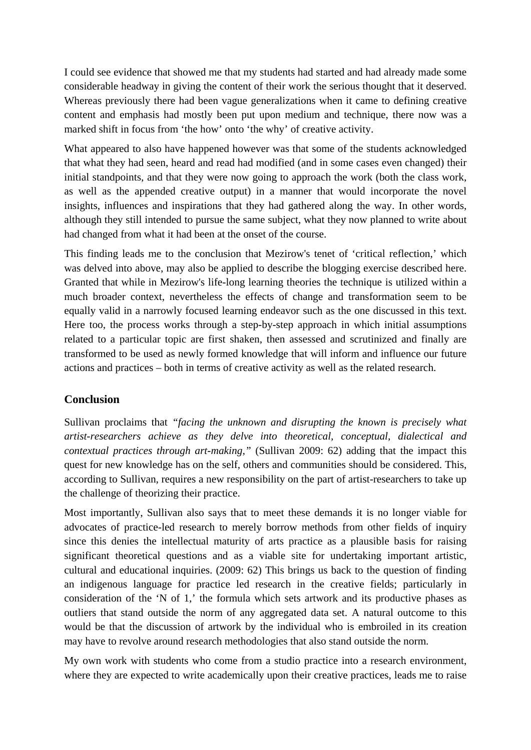I could see evidence that showed me that my students had started and had already made some considerable headway in giving the content of their work the serious thought that it deserved. Whereas previously there had been vague generalizations when it came to defining creative content and emphasis had mostly been put upon medium and technique, there now was a marked shift in focus from 'the how' onto 'the why' of creative activity.

What appeared to also have happened however was that some of the students acknowledged that what they had seen, heard and read had modified (and in some cases even changed) their initial standpoints, and that they were now going to approach the work (both the class work, as well as the appended creative output) in a manner that would incorporate the novel insights, influences and inspirations that they had gathered along the way. In other words, although they still intended to pursue the same subject, what they now planned to write about had changed from what it had been at the onset of the course.

This finding leads me to the conclusion that Mezirow's tenet of 'critical reflection,' which was delved into above, may also be applied to describe the blogging exercise described here. Granted that while in Mezirow's life-long learning theories the technique is utilized within a much broader context, nevertheless the effects of change and transformation seem to be equally valid in a narrowly focused learning endeavor such as the one discussed in this text. Here too, the process works through a step-by-step approach in which initial assumptions related to a particular topic are first shaken, then assessed and scrutinized and finally are transformed to be used as newly formed knowledge that will inform and influence our future actions and practices – both in terms of creative activity as well as the related research.

## Conclusion

Sullivan proclaims that *"facing the unknown and disrupting the known is precisely what artist-researchers achieve as they delve into theoretical, conceptual, dialectical and contextual practices through art-making,"* (Sullivan 2009: 62) adding that the impact this quest for new knowledge has on the self, others and communities should be considered. This, according to Sullivan, requires a new responsibility on the part of artist-researchers to take up the challenge of theorizing their practice.

Most importantly, Sullivan also says that to meet these demands it is no longer viable for advocates of practice-led research to merely borrow methods from other fields of inquiry since this denies the intellectual maturity of arts practice as a plausible basis for raising significant theoretical questions and as a viable site for undertaking important artistic, cultural and educational inquiries. (2009: 62) This brings us back to the question of finding an indigenous language for practice led research in the creative fields; particularly in consideration of the 'N of 1,' the formula which sets artwork and its productive phases as outliers that stand outside the norm of any aggregated data set. A natural outcome to this would be that the discussion of artwork by the individual who is embroiled in its creation may have to revolve around research methodologies that also stand outside the norm.

My own work with students who come from a studio practice into a research environment, where they are expected to write academically upon their creative practices, leads me to raise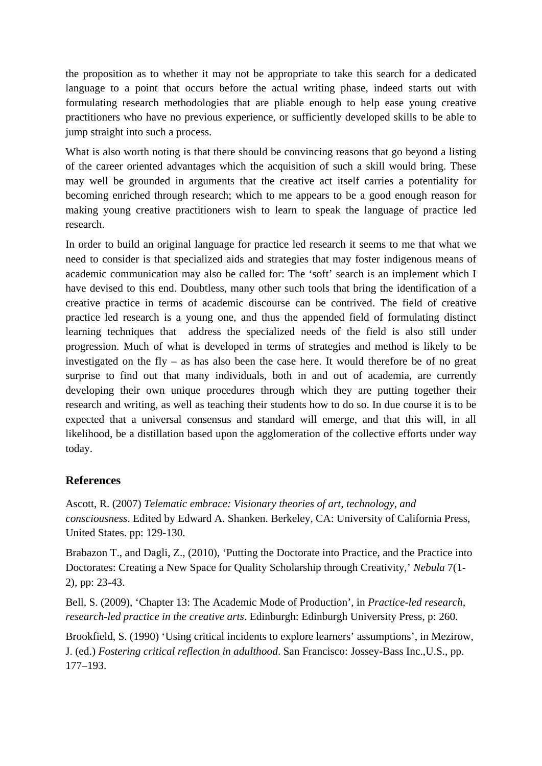the proposition as to whether it may not be appropriate to take this search for a dedicated language to a point that occurs before the actual writing phase, indeed starts out with formulating research methodologies that are pliable enough to help ease young creative practitioners who have no previous experience, or sufficiently developed skills to be able to jump straight into such a process.

What is also worth noting is that there should be convincing reasons that go beyond a listing of the career oriented advantages which the acquisition of such a skill would bring. These may well be grounded in arguments that the creative act itself carries a potentiality for becoming enriched through research; which to me appears to be a good enough reason for making young creative practitioners wish to learn to speak the language of practice led research.

In order to build an original language for practice led research it seems to me that what we need to consider is that specialized aids and strategies that may foster indigenous means of academic communication may also be called for: The 'soft' search is an implement which I have devised to this end. Doubtless, many other such tools that bring the identification of a creative practice in terms of academic discourse can be contrived. The field of creative practice led research is a young one, and thus the appended field of formulating distinct learning techniques that address the specialized needs of the field is also still under progression. Much of what is developed in terms of strategies and method is likely to be investigated on the fly – as has also been the case here. It would therefore be of no great surprise to find out that many individuals, both in and out of academia, are currently developing their own unique procedures through which they are putting together their research and writing, as well as teaching their students how to do so. In due course it is to be expected that a universal consensus and standard will emerge, and that this will, in all likelihood, be a distillation based upon the agglomeration of the collective efforts under way today.

## References

Ascott, R. (2007) *Telematic embrace: Visionary theories of art, technology, and consciousness*. Edited by Edward A. Shanken. Berkeley, CA: University of California Press, United States. pp: 129-130.

Brabazon T., and Dagli, Z., (2010), 'Putting the Doctorate into Practice, and the Practice into Doctorates: Creating a New Space for Quality Scholarship through Creativity,' *Nebula* 7(1-2), pp: 23-43.

Bell, S. (2009), 'Chapter 13: The Academic Mode of Production', in *Practice-led research, research-led practice in the creative arts*. Edinburgh: Edinburgh University Press, p: 260.

Brookfield, S. (1990) 'Using critical incidents to explore learners' assumptions', in Mezirow, J. (ed.) *Fostering critical reflection in adulthood*. San Francisco: Jossey-Bass Inc.,U.S., pp. 177–193.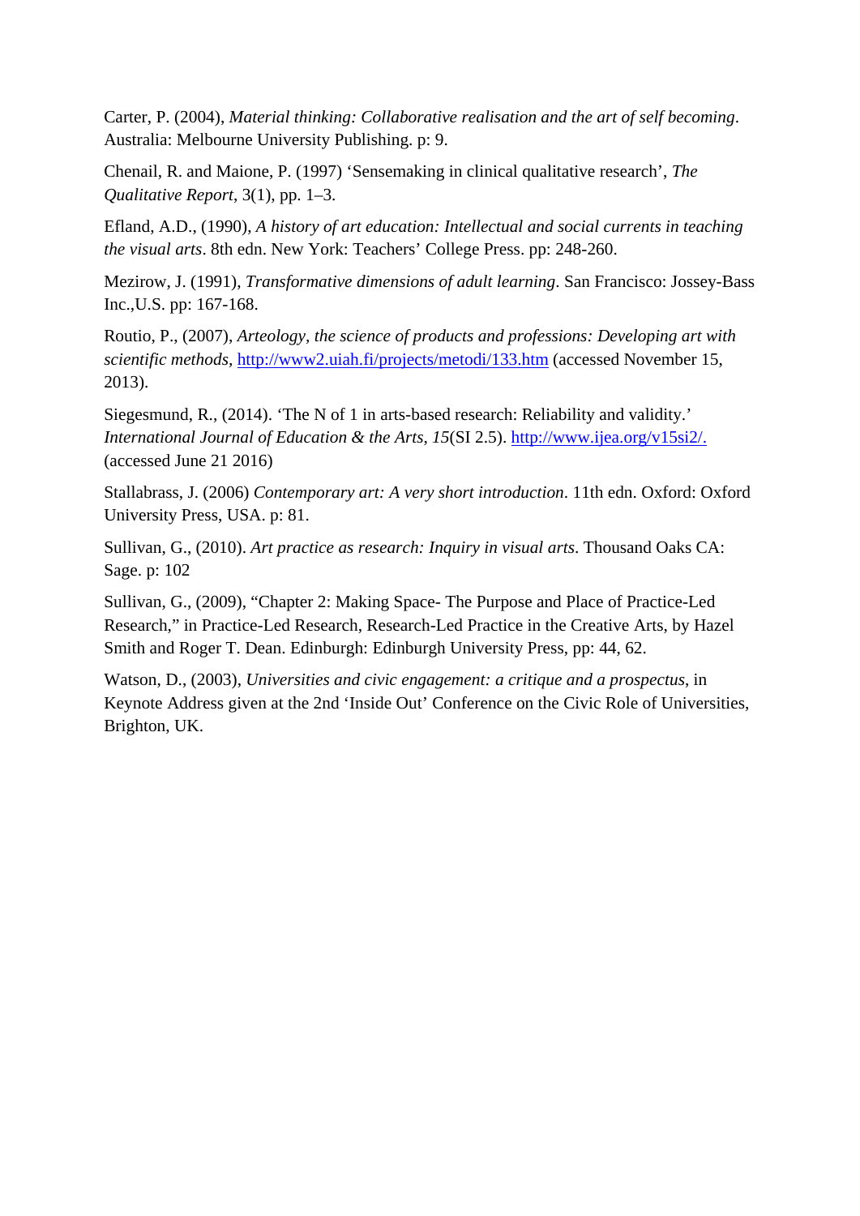Carter, P. (2004), *Material thinking: Collaborative realisation and the art of self becoming*. Australia: Melbourne University Publishing. p: 9.

Chenail, R. and Maione, P. (1997) 'Sensemaking in clinical qualitative research', *The Qualitative Report*, 3(1), pp. 1–3.

Efland, A.D., (1990), *A history of art education: Intellectual and social currents in teaching the visual arts*. 8th edn. New York: Teachers' College Press. pp: 248-260.

Mezirow, J. (1991), *Transformative dimensions of adult learning*. San Francisco: Jossey-Bass Inc.,U.S. pp: 167-168.

Routio, P., (2007), *Arteology, the science of products and professions: Developing art with scientific methods*, http://www2.uiah.fi/projects/metodi/133.htm (accessed November 15, 2013).

Siegesmund, R., (2014). 'The N of 1 in arts-based research: Reliability and validity.' *International Journal of Education & the Arts, 15*(SI 2.5). http://www.ijea.org/v15si2/. (accessed June 21 2016)

Stallabrass, J. (2006) *Contemporary art: A very short introduction*. 11th edn. Oxford: Oxford University Press, USA. p: 81.

Sullivan, G., (2010). *Art practice as research: Inquiry in visual arts*. Thousand Oaks CA: Sage. p: 102

Sullivan, G., (2009), "Chapter 2: Making Space- The Purpose and Place of Practice-Led Research," in Practice-Led Research, Research-Led Practice in the Creative Arts, by Hazel Smith and Roger T. Dean. Edinburgh: Edinburgh University Press, pp: 44, 62.

Watson, D., (2003), *Universities and civic engagement: a critique and a prospectus*, in Keynote Address given at the 2nd 'Inside Out' Conference on the Civic Role of Universities, Brighton, UK.